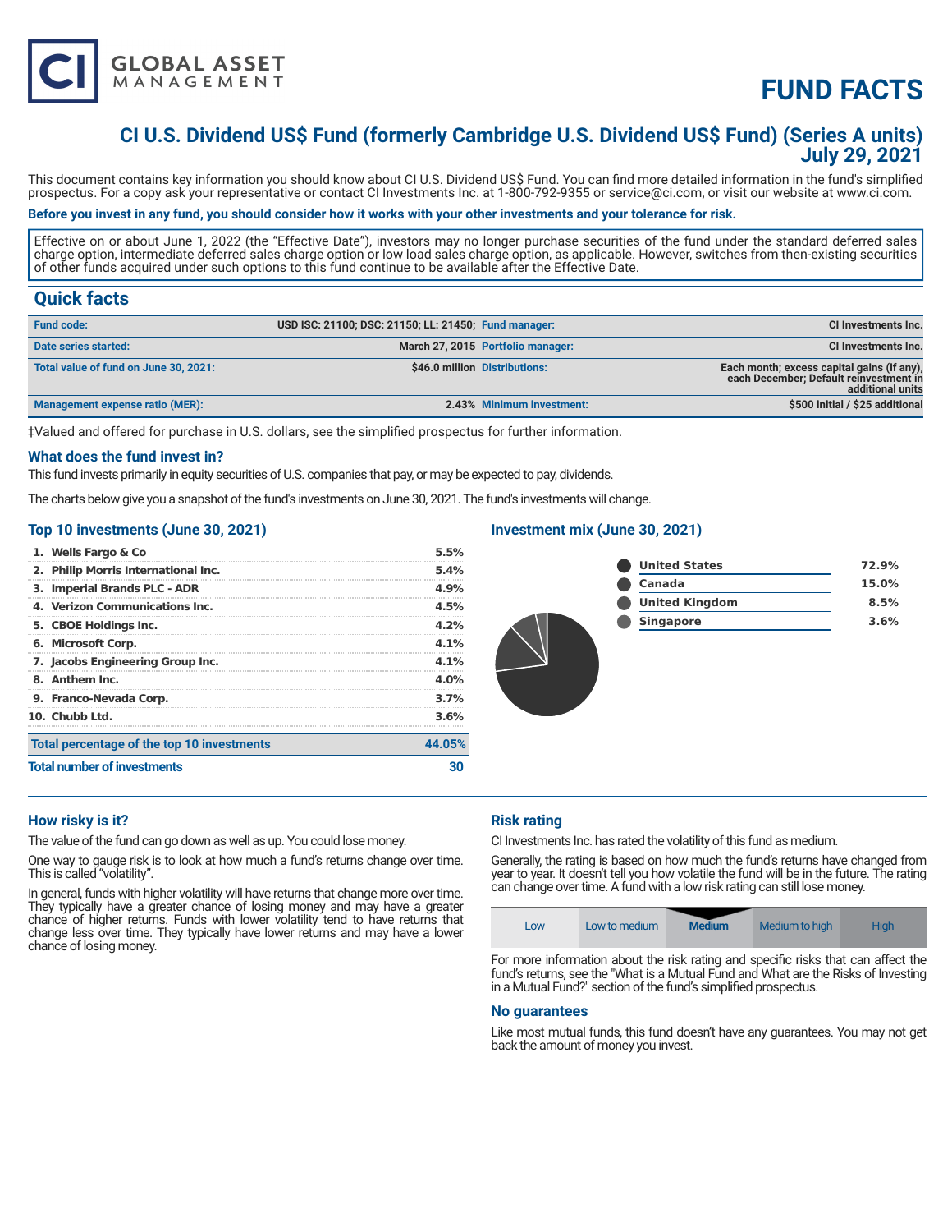# FUND FACTS

## CI U.S. Dividend US$ Fund (formerly Cambridge U.S. Dividend US$ Fund) (Series A units)
## July 29, 2021

This document contains key information you should know about CI U.S. Dividend US$ Fund. You can find more detailed information in the fund's simplified prospectus. For a copy ask your representative or contact CI Investments Inc. at 1-800-792-9355 or service@ci.com, or visit our website at www.ci.com.

**Before you invest in any fund, you should consider how it works with your other investments and your tolerance for risk.**

Effective on or about June 1, 2022 (the "Effective Date"), investors may no longer purchase securities of the fund under the standard deferred sales charge option, intermediate deferred sales charge option or low load sales charge option, as applicable. However, switches from then-existing securities of other funds acquired under such options to this fund continue to be available after the Effective Date.

## Quick facts

| | | | |
|---|---|---|---|
| **Fund code:** | USD ISC: 21100; DSC: 21150; LL: 21450; | **Fund manager:** | CI Investments Inc. |
| **Date series started:** | March 27, 2015 | **Portfolio manager:** | CI Investments Inc. |
| **Total value of fund on June 30, 2021:** | $46.0 million | **Distributions:** | Each month; excess capital gains (if any), each December; Default reinvestment in additional units |
| **Management expense ratio (MER):** | 2.43% | **Minimum investment:** | $500 initial / $25 additional |

‡Valued and offered for purchase in U.S. dollars, see the simplified prospectus for further information.

### What does the fund invest in?

This fund invests primarily in equity securities of U.S. companies that pay, or may be expected to pay, dividends.

The charts below give you a snapshot of the fund's investments on June 30, 2021. The fund's investments will change.

### Top 10 investments (June 30, 2021)

| | |
|---|---|
| 1. Wells Fargo & Co | 5.5% |
| 2. Philip Morris International Inc. | 5.4% |
| 3. Imperial Brands PLC - ADR | 4.9% |
| 4. Verizon Communications Inc. | 4.5% |
| 5. CBOE Holdings Inc. | 4.2% |
| 6. Microsoft Corp. | 4.1% |
| 7. Jacobs Engineering Group Inc. | 4.1% |
| 8. Anthem Inc. | 4.0% |
| 9. Franco-Nevada Corp. | 3.7% |
| 10. Chubb Ltd. | 3.6% |
| **Total percentage of the top 10 investments** | **44.05%** |
| **Total number of investments** | **30** |

### Investment mix (June 30, 2021)

| | |
|---|---|
| United States | 72.9% |
| Canada | 15.0% |
| United Kingdom | 8.5% |
| Singapore | 3.6% |

### How risky is it?

The value of the fund can go down as well as up. You could lose money.

One way to gauge risk is to look at how much a fund's returns change over time. This is called "volatility".

In general, funds with higher volatility will have returns that change more over time. They typically have a greater chance of losing money and may have a greater chance of higher returns. Funds with lower volatility tend to have returns that change less over time. They typically have lower returns and may have a lower chance of losing money.

### Risk rating

CI Investments Inc. has rated the volatility of this fund as medium.

Generally, the rating is based on how much the fund's returns have changed from year to year. It doesn't tell you how volatile the fund will be in the future. The rating can change over time. A fund with a low risk rating can still lose money.

| Low | Low to medium | **Medium** | Medium to high | High |
|---|---|---|---|---|

For more information about the risk rating and specific risks that can affect the fund's returns, see the "What is a Mutual Fund and What are the Risks of Investing in a Mutual Fund?" section of the fund's simplified prospectus.

### No guarantees

Like most mutual funds, this fund doesn't have any guarantees. You may not get back the amount of money you invest.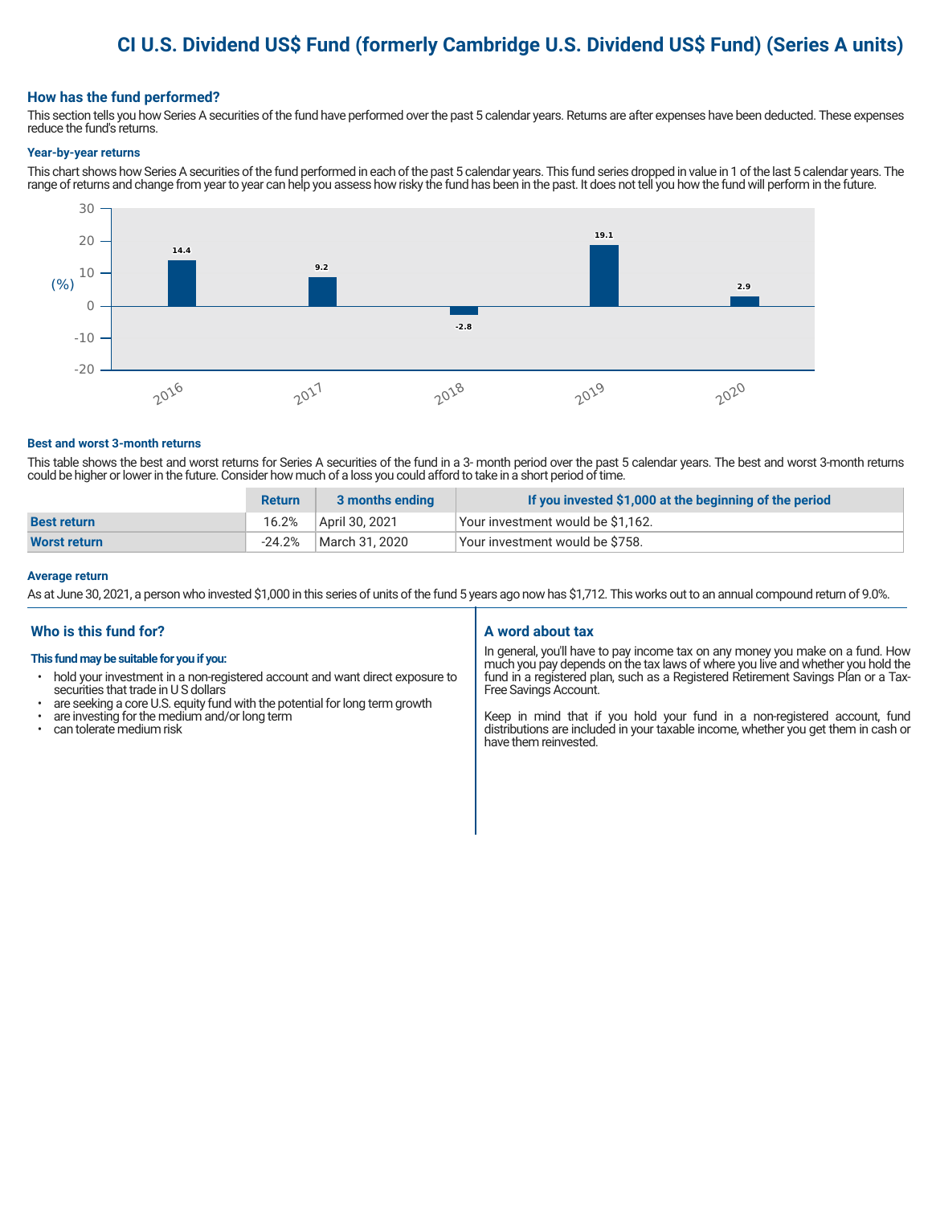# CI U.S. Dividend US$ Fund (formerly Cambridge U.S. Dividend US$ Fund) (Series A units)

## How has the fund performed?

This section tells you how Series A securities of the fund have performed over the past 5 calendar years. Returns are after expenses have been deducted. These expenses reduce the fund's returns.

### Year-by-year returns

This chart shows how Series A securities of the fund performed in each of the past 5 calendar years. This fund series dropped in value in 1 of the last 5 calendar years. The range of returns and change from year to year can help you assess how risky the fund has been in the past. It does not tell you how the fund will perform in the future.

| Year | Return (%) |
|---|---|
| 2016 | 14.4 |
| 2017 | 9.2 |
| 2018 | -2.8 |
| 2019 | 19.1 |
| 2020 | 2.9 |

### Best and worst 3-month returns

This table shows the best and worst returns for Series A securities of the fund in a 3- month period over the past 5 calendar years. The best and worst 3-month returns could be higher or lower in the future. Consider how much of a loss you could afford to take in a short period of time.

| | Return | 3 months ending | If you invested $1,000 at the beginning of the period |
|---|---|---|---|
| **Best return** | 16.2% | April 30, 2021 | Your investment would be $1,162. |
| **Worst return** | -24.2% | March 31, 2020 | Your investment would be $758. |

### Average return

As at June 30, 2021, a person who invested $1,000 in this series of units of the fund 5 years ago now has $1,712. This works out to an annual compound return of 9.0%.

## Who is this fund for?

**This fund may be suitable for you if you:**

- hold your investment in a non-registered account and want direct exposure to securities that trade in U S dollars
- are seeking a core U.S. equity fund with the potential for long term growth
- are investing for the medium and/or long term
- can tolerate medium risk

## A word about tax

In general, you'll have to pay income tax on any money you make on a fund. How much you pay depends on the tax laws of where you live and whether you hold the fund in a registered plan, such as a Registered Retirement Savings Plan or a Tax-Free Savings Account.

Keep in mind that if you hold your fund in a non-registered account, fund distributions are included in your taxable income, whether you get them in cash or have them reinvested.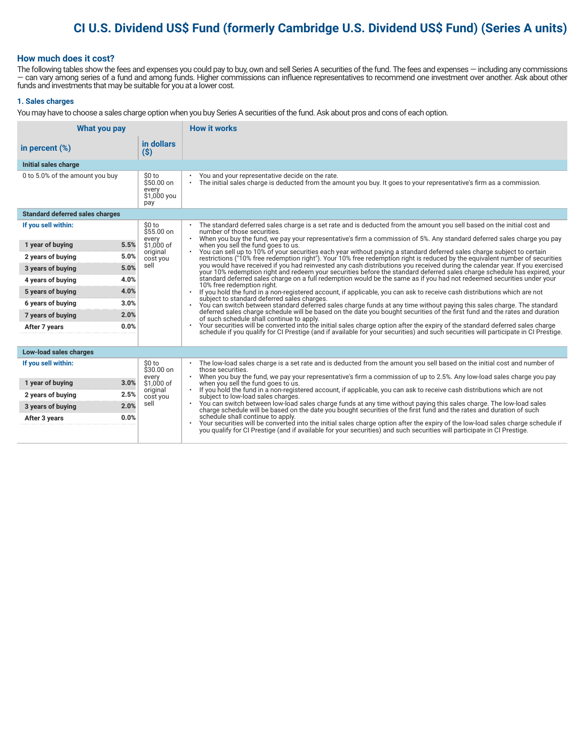# CI U.S. Dividend US$ Fund (formerly Cambridge U.S. Dividend US$ Fund) (Series A units)

## How much does it cost?

The following tables show the fees and expenses you could pay to buy, own and sell Series A securities of the fund. The fees and expenses — including any commissions — can vary among series of a fund and among funds. Higher commissions can influence representatives to recommend one investment over another. Ask about other funds and investments that may be suitable for you at a lower cost.

### 1. Sales charges

You may have to choose a sales charge option when you buy Series A securities of the fund. Ask about pros and cons of each option.

| What you pay | | | How it works |
|---|---|---|---|
| in percent (%) | | in dollars ($) | |
| **Initial sales charge** | | | |
| 0 to 5.0% of the amount you buy | | $0 to $50.00 on every $1,000 you pay | • You and your representative decide on the rate.<br>• The initial sales charge is deducted from the amount you buy. It goes to your representative's firm as a commission. |
| **Standard deferred sales charges** | | | |
| **If you sell within:** | | $0 to $55.00 on every $1,000 of original cost you sell | • The standard deferred sales charge is a set rate and is deducted from the amount you sell based on the initial cost and number of those securities.<br>• When you buy the fund, we pay your representative's firm a commission of 5%. Any standard deferred sales charge you pay when you sell the fund goes to us.<br>• You can sell up to 10% of your securities each year without paying a standard deferred sales charge subject to certain restrictions ("10% free redemption right"). Your 10% free redemption right is reduced by the equivalent number of securities you would have received if you had reinvested any cash distributions you received during the calendar year. If you exercised your 10% redemption right and redeem your securities before the standard deferred sales charge schedule has expired, your standard deferred sales charge on a full redemption would be the same as if you had not redeemed securities under your 10% free redemption right.<br>• If you hold the fund in a non-registered account, if applicable, you can ask to receive cash distributions which are not subject to standard deferred sales charges.<br>• You can switch between standard deferred sales charge funds at any time without paying this sales charge. The standard deferred sales charge schedule will be based on the date you bought securities of the first fund and the rates and duration of such schedule shall continue to apply.<br>• Your securities will be converted into the initial sales charge option after the expiry of the standard deferred sales charge schedule if you qualify for CI Prestige (and if available for your securities) and such securities will participate in CI Prestige. |
| 1 year of buying | 5.5% | | |
| 2 years of buying | 5.0% | | |
| 3 years of buying | 5.0% | | |
| 4 years of buying | 4.0% | | |
| 5 years of buying | 4.0% | | |
| 6 years of buying | 3.0% | | |
| 7 years of buying | 2.0% | | |
| After 7 years | 0.0% | | |
| **Low-load sales charges** | | | |
| **If you sell within:** | | $0 to $30.00 on every $1,000 of original cost you sell | • The low-load sales charge is a set rate and is deducted from the amount you sell based on the initial cost and number of those securities.<br>• When you buy the fund, we pay your representative's firm a commission of up to 2.5%. Any low-load sales charge you pay when you sell the fund goes to us.<br>• If you hold the fund in a non-registered account, if applicable, you can ask to receive cash distributions which are not subject to low-load sales charges.<br>• You can switch between low-load sales charge funds at any time without paying this sales charge. The low-load sales charge schedule will be based on the date you bought securities of the first fund and the rates and duration of such schedule shall continue to apply.<br>• Your securities will be converted into the initial sales charge option after the expiry of the low-load sales charge schedule if you qualify for CI Prestige (and if available for your securities) and such securities will participate in CI Prestige. |
| 1 year of buying | 3.0% | | |
| 2 years of buying | 2.5% | | |
| 3 years of buying | 2.0% | | |
| After 3 years | 0.0% | | |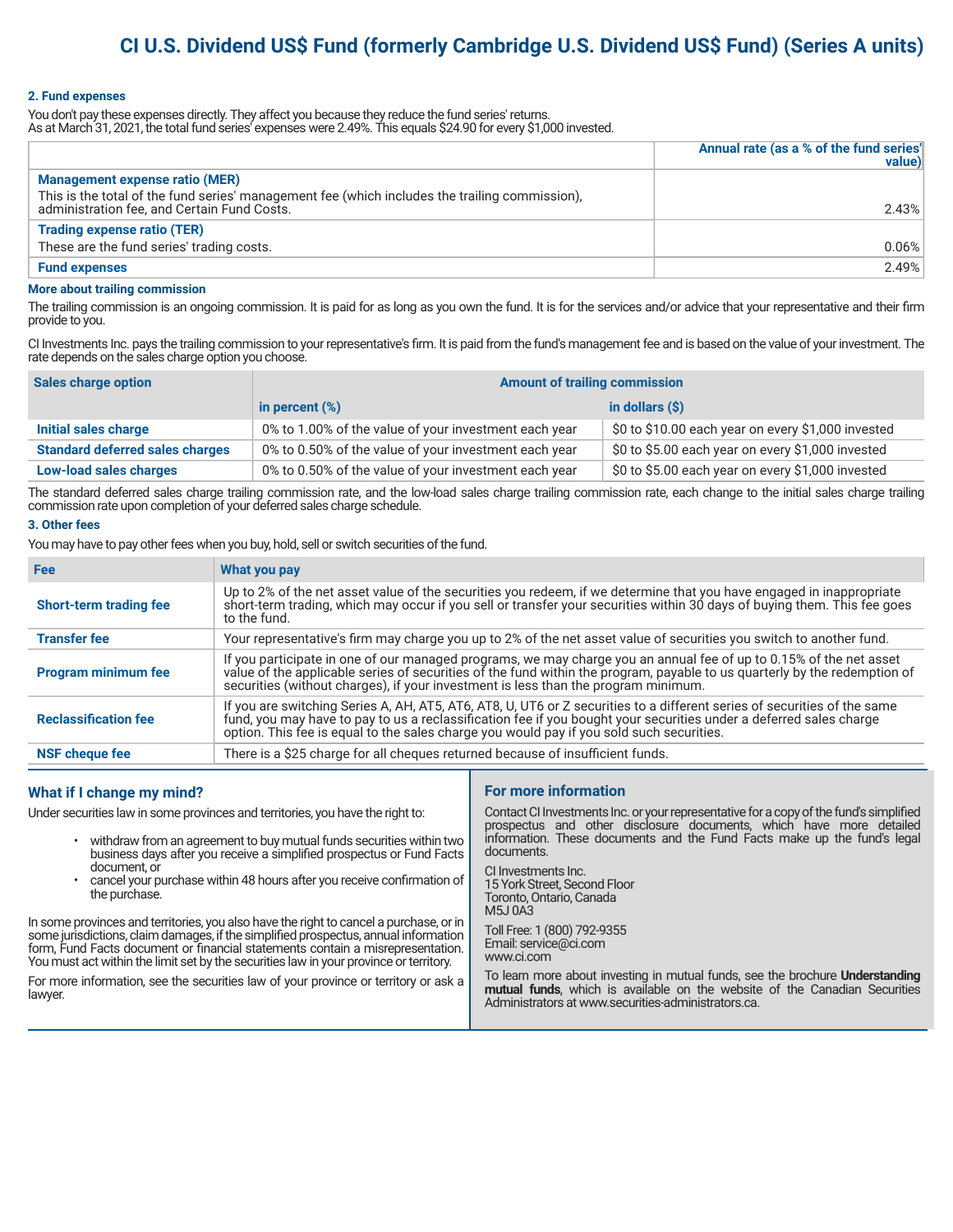# CI U.S. Dividend US$ Fund (formerly Cambridge U.S. Dividend US$ Fund) (Series A units)

### 2. Fund expenses

You don't pay these expenses directly. They affect you because they reduce the fund series' returns.
As at March 31, 2021, the total fund series' expenses were 2.49%. This equals $24.90 for every $1,000 invested.

| | Annual rate (as a % of the fund series' value) |
|---|---|
| **Management expense ratio (MER)**<br>This is the total of the fund series' management fee (which includes the trailing commission), administration fee, and Certain Fund Costs. | 2.43% |
| **Trading expense ratio (TER)**<br>These are the fund series' trading costs. | 0.06% |
| **Fund expenses** | 2.49% |

#### More about trailing commission

The trailing commission is an ongoing commission. It is paid for as long as you own the fund. It is for the services and/or advice that your representative and their firm provide to you.

CI Investments Inc. pays the trailing commission to your representative's firm. It is paid from the fund's management fee and is based on the value of your investment. The rate depends on the sales charge option you choose.

| Sales charge option | Amount of trailing commission | |
|---|---|---|
| | in percent (%) | in dollars ($) |
| **Initial sales charge** | 0% to 1.00% of the value of your investment each year | $0 to $10.00 each year on every $1,000 invested |
| **Standard deferred sales charges** | 0% to 0.50% of the value of your investment each year | $0 to $5.00 each year on every $1,000 invested |
| **Low-load sales charges** | 0% to 0.50% of the value of your investment each year | $0 to $5.00 each year on every $1,000 invested |

The standard deferred sales charge trailing commission rate, and the low-load sales charge trailing commission rate, each change to the initial sales charge trailing commission rate upon completion of your deferred sales charge schedule.

### 3. Other fees

You may have to pay other fees when you buy, hold, sell or switch securities of the fund.

| Fee | What you pay |
|---|---|
| **Short-term trading fee** | Up to 2% of the net asset value of the securities you redeem, if we determine that you have engaged in inappropriate short-term trading, which may occur if you sell or transfer your securities within 30 days of buying them. This fee goes to the fund. |
| **Transfer fee** | Your representative's firm may charge you up to 2% of the net asset value of securities you switch to another fund. |
| **Program minimum fee** | If you participate in one of our managed programs, we may charge you an annual fee of up to 0.15% of the net asset value of the applicable series of securities of the fund within the program, payable to us quarterly by the redemption of securities (without charges), if your investment is less than the program minimum. |
| **Reclassification fee** | If you are switching Series A, AH, AT5, AT6, AT8, U, UT6 or Z securities to a different series of securities of the same fund, you may have to pay to us a reclassification fee if you bought your securities under a deferred sales charge option. This fee is equal to the sales charge you would pay if you sold such securities. |
| **NSF cheque fee** | There is a $25 charge for all cheques returned because of insufficient funds. |

## What if I change my mind?

Under securities law in some provinces and territories, you have the right to:

- withdraw from an agreement to buy mutual funds securities within two business days after you receive a simplified prospectus or Fund Facts document, or
- cancel your purchase within 48 hours after you receive confirmation of the purchase.

In some provinces and territories, you also have the right to cancel a purchase, or in some jurisdictions, claim damages, if the simplified prospectus, annual information form, Fund Facts document or financial statements contain a misrepresentation. You must act within the limit set by the securities law in your province or territory.

For more information, see the securities law of your province or territory or ask a lawyer.

## For more information

Contact CI Investments Inc. or your representative for a copy of the fund's simplified prospectus and other disclosure documents, which have more detailed information. These documents and the Fund Facts make up the fund's legal documents.

CI Investments Inc.
15 York Street, Second Floor
Toronto, Ontario, Canada
M5J 0A3

Toll Free: 1 (800) 792-9355
Email: service@ci.com
www.ci.com

To learn more about investing in mutual funds, see the brochure **Understanding mutual funds**, which is available on the website of the Canadian Securities Administrators at www.securities-administrators.ca.